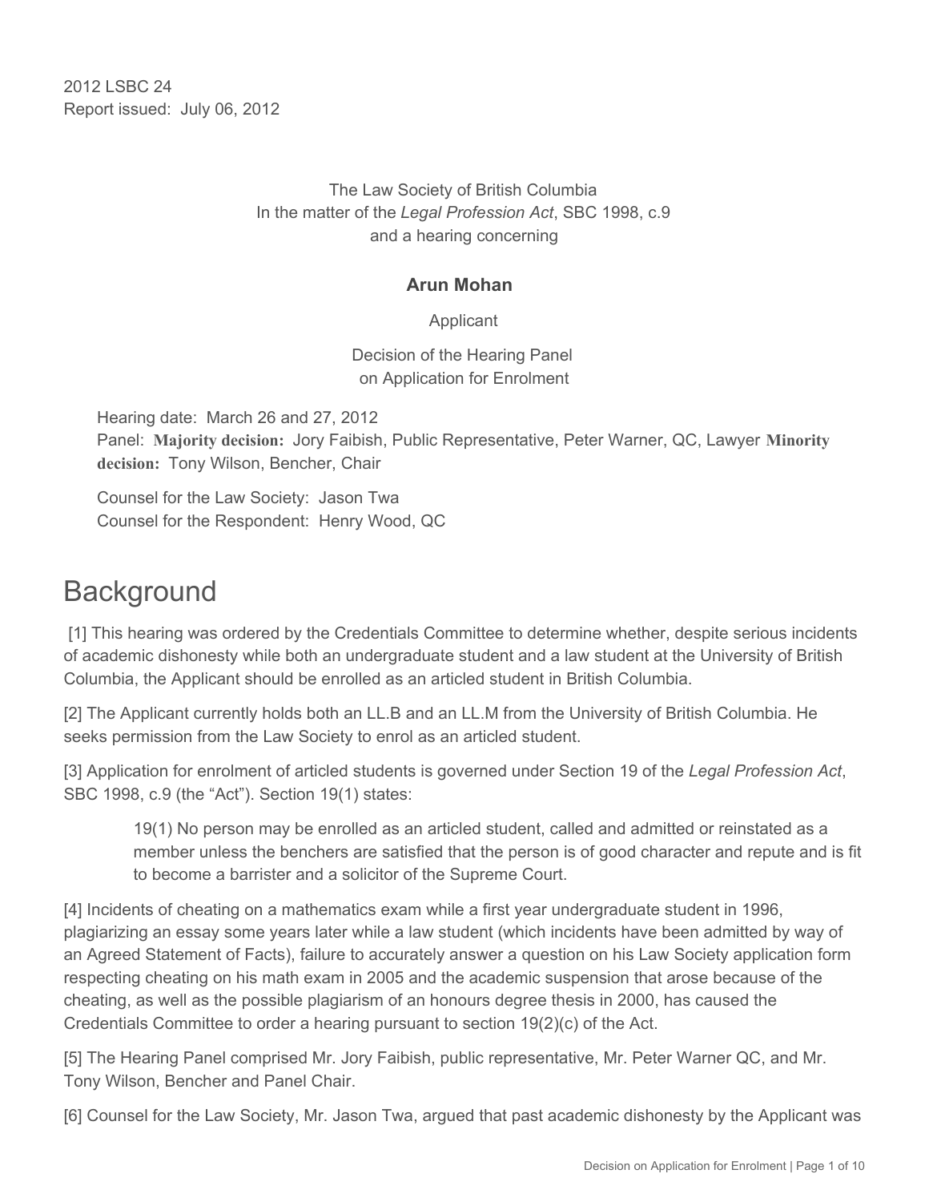2012 LSBC 24
Report issued: July 06, 2012

The Law Society of British Columbia
In the matter of the *Legal Profession Act*, SBC 1998, c.9
and a hearing concerning

**Arun Mohan**

Applicant

Decision of the Hearing Panel
on Application for Enrolment

Hearing date: March 26 and 27, 2012
Panel: **Majority decision:** Jory Faibish, Public Representative, Peter Warner, QC, Lawyer **Minority decision:** Tony Wilson, Bencher, Chair

Counsel for the Law Society: Jason Twa
Counsel for the Respondent: Henry Wood, QC

# Background

[1] This hearing was ordered by the Credentials Committee to determine whether, despite serious incidents of academic dishonesty while both an undergraduate student and a law student at the University of British Columbia, the Applicant should be enrolled as an articled student in British Columbia.

[2] The Applicant currently holds both an LL.B and an LL.M from the University of British Columbia. He seeks permission from the Law Society to enrol as an articled student.

[3] Application for enrolment of articled students is governed under Section 19 of the *Legal Profession Act*, SBC 1998, c.9 (the "Act"). Section 19(1) states:

> 19(1) No person may be enrolled as an articled student, called and admitted or reinstated as a member unless the benchers are satisfied that the person is of good character and repute and is fit to become a barrister and a solicitor of the Supreme Court.

[4] Incidents of cheating on a mathematics exam while a first year undergraduate student in 1996, plagiarizing an essay some years later while a law student (which incidents have been admitted by way of an Agreed Statement of Facts), failure to accurately answer a question on his Law Society application form respecting cheating on his math exam in 2005 and the academic suspension that arose because of the cheating, as well as the possible plagiarism of an honours degree thesis in 2000, has caused the Credentials Committee to order a hearing pursuant to section 19(2)(c) of the Act.

[5] The Hearing Panel comprised Mr. Jory Faibish, public representative, Mr. Peter Warner QC, and Mr. Tony Wilson, Bencher and Panel Chair.

[6] Counsel for the Law Society, Mr. Jason Twa, argued that past academic dishonesty by the Applicant was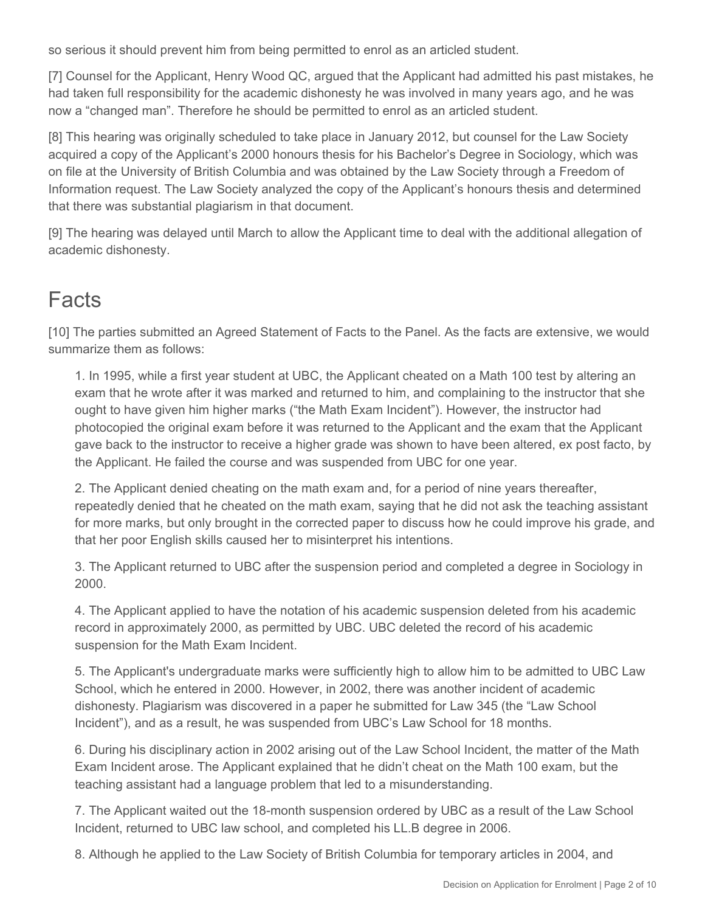so serious it should prevent him from being permitted to enrol as an articled student.

[7] Counsel for the Applicant, Henry Wood QC, argued that the Applicant had admitted his past mistakes, he had taken full responsibility for the academic dishonesty he was involved in many years ago, and he was now a "changed man". Therefore he should be permitted to enrol as an articled student.

[8] This hearing was originally scheduled to take place in January 2012, but counsel for the Law Society acquired a copy of the Applicant's 2000 honours thesis for his Bachelor's Degree in Sociology, which was on file at the University of British Columbia and was obtained by the Law Society through a Freedom of Information request. The Law Society analyzed the copy of the Applicant's honours thesis and determined that there was substantial plagiarism in that document.

[9] The hearing was delayed until March to allow the Applicant time to deal with the additional allegation of academic dishonesty.

# Facts

[10] The parties submitted an Agreed Statement of Facts to the Panel. As the facts are extensive, we would summarize them as follows:

1. In 1995, while a first year student at UBC, the Applicant cheated on a Math 100 test by altering an exam that he wrote after it was marked and returned to him, and complaining to the instructor that she ought to have given him higher marks ("the Math Exam Incident"). However, the instructor had photocopied the original exam before it was returned to the Applicant and the exam that the Applicant gave back to the instructor to receive a higher grade was shown to have been altered, ex post facto, by the Applicant. He failed the course and was suspended from UBC for one year.

2. The Applicant denied cheating on the math exam and, for a period of nine years thereafter, repeatedly denied that he cheated on the math exam, saying that he did not ask the teaching assistant for more marks, but only brought in the corrected paper to discuss how he could improve his grade, and that her poor English skills caused her to misinterpret his intentions.

3. The Applicant returned to UBC after the suspension period and completed a degree in Sociology in 2000.

4. The Applicant applied to have the notation of his academic suspension deleted from his academic record in approximately 2000, as permitted by UBC. UBC deleted the record of his academic suspension for the Math Exam Incident.

5. The Applicant's undergraduate marks were sufficiently high to allow him to be admitted to UBC Law School, which he entered in 2000. However, in 2002, there was another incident of academic dishonesty. Plagiarism was discovered in a paper he submitted for Law 345 (the "Law School Incident"), and as a result, he was suspended from UBC's Law School for 18 months.

6. During his disciplinary action in 2002 arising out of the Law School Incident, the matter of the Math Exam Incident arose. The Applicant explained that he didn't cheat on the Math 100 exam, but the teaching assistant had a language problem that led to a misunderstanding.

7. The Applicant waited out the 18-month suspension ordered by UBC as a result of the Law School Incident, returned to UBC law school, and completed his LL.B degree in 2006.

8. Although he applied to the Law Society of British Columbia for temporary articles in 2004, and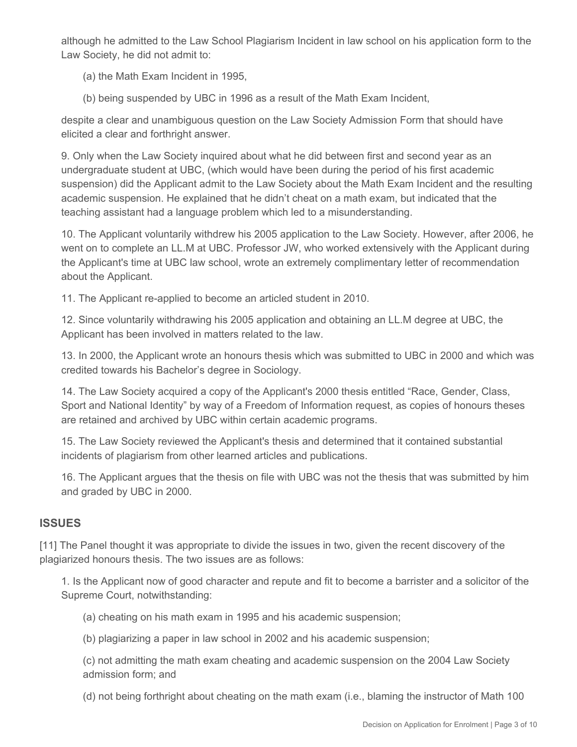although he admitted to the Law School Plagiarism Incident in law school on his application form to the Law Society, he did not admit to:

(a) the Math Exam Incident in 1995,

(b) being suspended by UBC in 1996 as a result of the Math Exam Incident,

despite a clear and unambiguous question on the Law Society Admission Form that should have elicited a clear and forthright answer.

9. Only when the Law Society inquired about what he did between first and second year as an undergraduate student at UBC, (which would have been during the period of his first academic suspension) did the Applicant admit to the Law Society about the Math Exam Incident and the resulting academic suspension. He explained that he didn't cheat on a math exam, but indicated that the teaching assistant had a language problem which led to a misunderstanding.

10. The Applicant voluntarily withdrew his 2005 application to the Law Society. However, after 2006, he went on to complete an LL.M at UBC. Professor JW, who worked extensively with the Applicant during the Applicant's time at UBC law school, wrote an extremely complimentary letter of recommendation about the Applicant.

11. The Applicant re-applied to become an articled student in 2010.

12. Since voluntarily withdrawing his 2005 application and obtaining an LL.M degree at UBC, the Applicant has been involved in matters related to the law.

13. In 2000, the Applicant wrote an honours thesis which was submitted to UBC in 2000 and which was credited towards his Bachelor's degree in Sociology.

14. The Law Society acquired a copy of the Applicant's 2000 thesis entitled "Race, Gender, Class, Sport and National Identity" by way of a Freedom of Information request, as copies of honours theses are retained and archived by UBC within certain academic programs.

15. The Law Society reviewed the Applicant's thesis and determined that it contained substantial incidents of plagiarism from other learned articles and publications.

16. The Applicant argues that the thesis on file with UBC was not the thesis that was submitted by him and graded by UBC in 2000.

## ISSUES

[11] The Panel thought it was appropriate to divide the issues in two, given the recent discovery of the plagiarized honours thesis. The two issues are as follows:

1. Is the Applicant now of good character and repute and fit to become a barrister and a solicitor of the Supreme Court, notwithstanding:

(a) cheating on his math exam in 1995 and his academic suspension;

(b) plagiarizing a paper in law school in 2002 and his academic suspension;

(c) not admitting the math exam cheating and academic suspension on the 2004 Law Society admission form; and

(d) not being forthright about cheating on the math exam (i.e., blaming the instructor of Math 100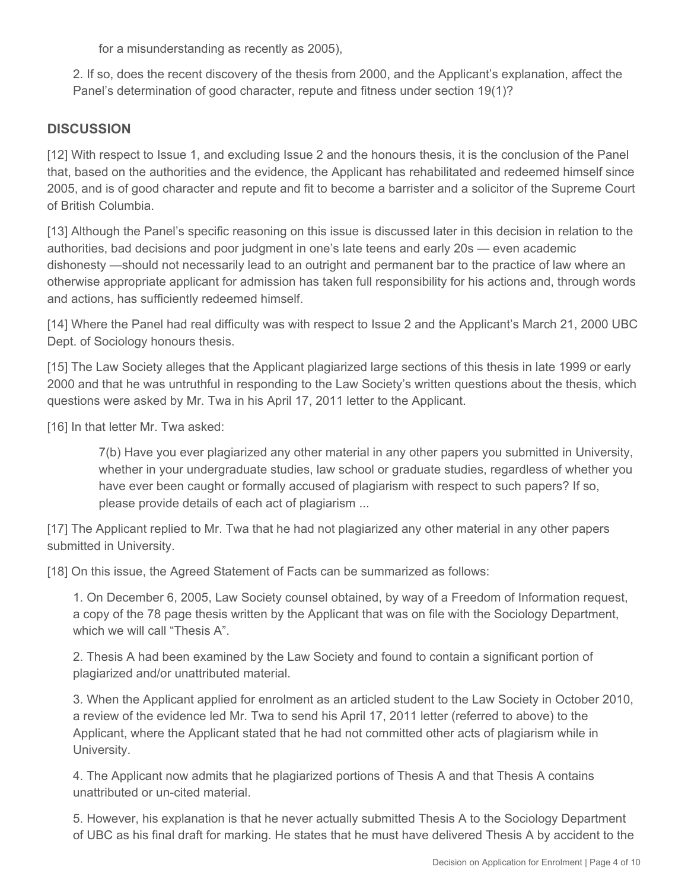for a misunderstanding as recently as 2005),

2. If so, does the recent discovery of the thesis from 2000, and the Applicant's explanation, affect the Panel's determination of good character, repute and fitness under section 19(1)?

## DISCUSSION

[12] With respect to Issue 1, and excluding Issue 2 and the honours thesis, it is the conclusion of the Panel that, based on the authorities and the evidence, the Applicant has rehabilitated and redeemed himself since 2005, and is of good character and repute and fit to become a barrister and a solicitor of the Supreme Court of British Columbia.

[13] Although the Panel's specific reasoning on this issue is discussed later in this decision in relation to the authorities, bad decisions and poor judgment in one's late teens and early 20s — even academic dishonesty —should not necessarily lead to an outright and permanent bar to the practice of law where an otherwise appropriate applicant for admission has taken full responsibility for his actions and, through words and actions, has sufficiently redeemed himself.

[14] Where the Panel had real difficulty was with respect to Issue 2 and the Applicant's March 21, 2000 UBC Dept. of Sociology honours thesis.

[15] The Law Society alleges that the Applicant plagiarized large sections of this thesis in late 1999 or early 2000 and that he was untruthful in responding to the Law Society's written questions about the thesis, which questions were asked by Mr. Twa in his April 17, 2011 letter to the Applicant.

[16] In that letter Mr. Twa asked:

> 7(b) Have you ever plagiarized any other material in any other papers you submitted in University, whether in your undergraduate studies, law school or graduate studies, regardless of whether you have ever been caught or formally accused of plagiarism with respect to such papers? If so, please provide details of each act of plagiarism ...

[17] The Applicant replied to Mr. Twa that he had not plagiarized any other material in any other papers submitted in University.

[18] On this issue, the Agreed Statement of Facts can be summarized as follows:

1. On December 6, 2005, Law Society counsel obtained, by way of a Freedom of Information request, a copy of the 78 page thesis written by the Applicant that was on file with the Sociology Department, which we will call "Thesis A".

2. Thesis A had been examined by the Law Society and found to contain a significant portion of plagiarized and/or unattributed material.

3. When the Applicant applied for enrolment as an articled student to the Law Society in October 2010, a review of the evidence led Mr. Twa to send his April 17, 2011 letter (referred to above) to the Applicant, where the Applicant stated that he had not committed other acts of plagiarism while in University.

4. The Applicant now admits that he plagiarized portions of Thesis A and that Thesis A contains unattributed or un-cited material.

5. However, his explanation is that he never actually submitted Thesis A to the Sociology Department of UBC as his final draft for marking. He states that he must have delivered Thesis A by accident to the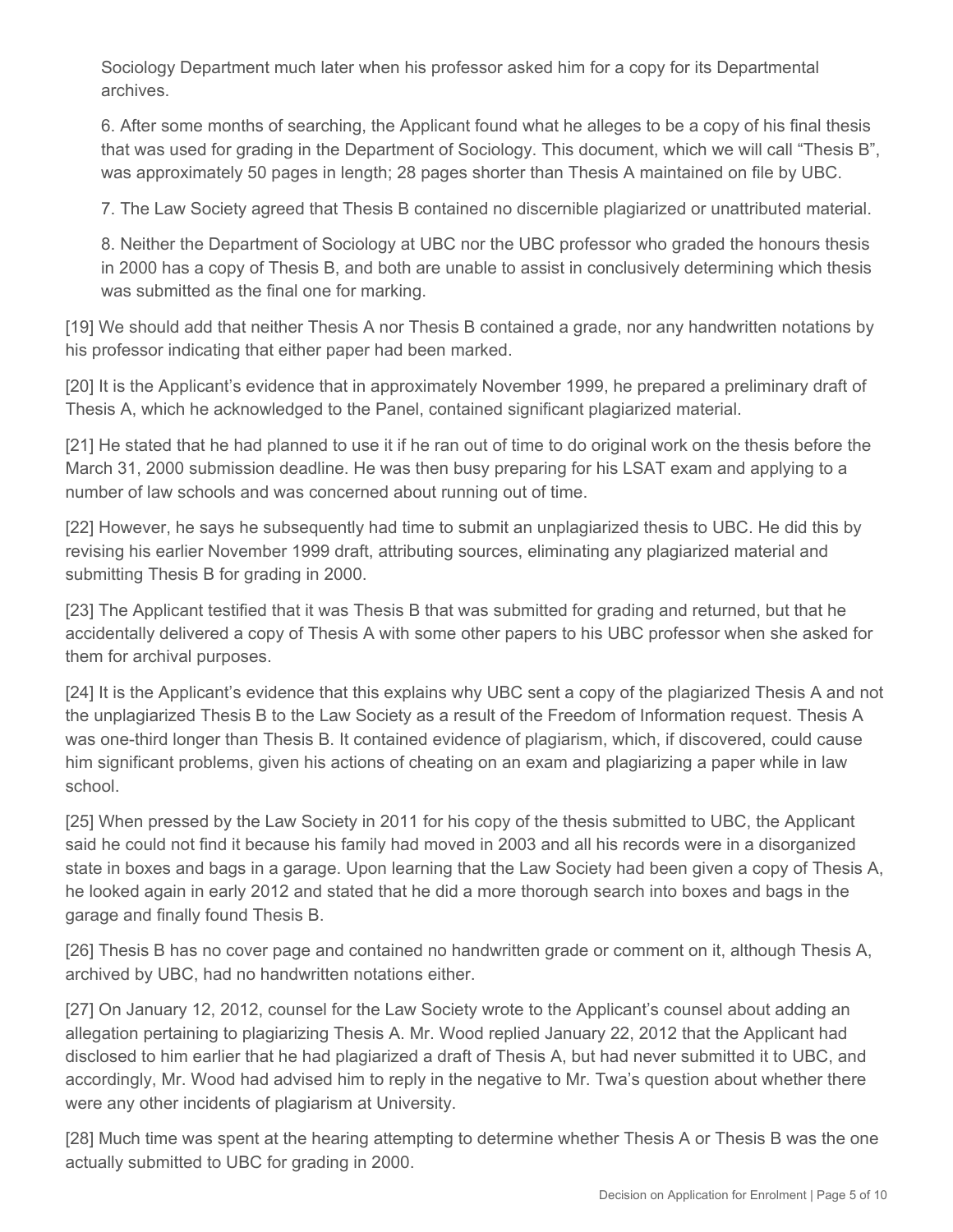Sociology Department much later when his professor asked him for a copy for its Departmental archives.

6. After some months of searching, the Applicant found what he alleges to be a copy of his final thesis that was used for grading in the Department of Sociology. This document, which we will call "Thesis B", was approximately 50 pages in length; 28 pages shorter than Thesis A maintained on file by UBC.

7. The Law Society agreed that Thesis B contained no discernible plagiarized or unattributed material.

8. Neither the Department of Sociology at UBC nor the UBC professor who graded the honours thesis in 2000 has a copy of Thesis B, and both are unable to assist in conclusively determining which thesis was submitted as the final one for marking.

[19] We should add that neither Thesis A nor Thesis B contained a grade, nor any handwritten notations by his professor indicating that either paper had been marked.

[20] It is the Applicant's evidence that in approximately November 1999, he prepared a preliminary draft of Thesis A, which he acknowledged to the Panel, contained significant plagiarized material.

[21] He stated that he had planned to use it if he ran out of time to do original work on the thesis before the March 31, 2000 submission deadline. He was then busy preparing for his LSAT exam and applying to a number of law schools and was concerned about running out of time.

[22] However, he says he subsequently had time to submit an unplagiarized thesis to UBC. He did this by revising his earlier November 1999 draft, attributing sources, eliminating any plagiarized material and submitting Thesis B for grading in 2000.

[23] The Applicant testified that it was Thesis B that was submitted for grading and returned, but that he accidentally delivered a copy of Thesis A with some other papers to his UBC professor when she asked for them for archival purposes.

[24] It is the Applicant's evidence that this explains why UBC sent a copy of the plagiarized Thesis A and not the unplagiarized Thesis B to the Law Society as a result of the Freedom of Information request. Thesis A was one-third longer than Thesis B. It contained evidence of plagiarism, which, if discovered, could cause him significant problems, given his actions of cheating on an exam and plagiarizing a paper while in law school.

[25] When pressed by the Law Society in 2011 for his copy of the thesis submitted to UBC, the Applicant said he could not find it because his family had moved in 2003 and all his records were in a disorganized state in boxes and bags in a garage. Upon learning that the Law Society had been given a copy of Thesis A, he looked again in early 2012 and stated that he did a more thorough search into boxes and bags in the garage and finally found Thesis B.

[26] Thesis B has no cover page and contained no handwritten grade or comment on it, although Thesis A, archived by UBC, had no handwritten notations either.

[27] On January 12, 2012, counsel for the Law Society wrote to the Applicant's counsel about adding an allegation pertaining to plagiarizing Thesis A. Mr. Wood replied January 22, 2012 that the Applicant had disclosed to him earlier that he had plagiarized a draft of Thesis A, but had never submitted it to UBC, and accordingly, Mr. Wood had advised him to reply in the negative to Mr. Twa's question about whether there were any other incidents of plagiarism at University.

[28] Much time was spent at the hearing attempting to determine whether Thesis A or Thesis B was the one actually submitted to UBC for grading in 2000.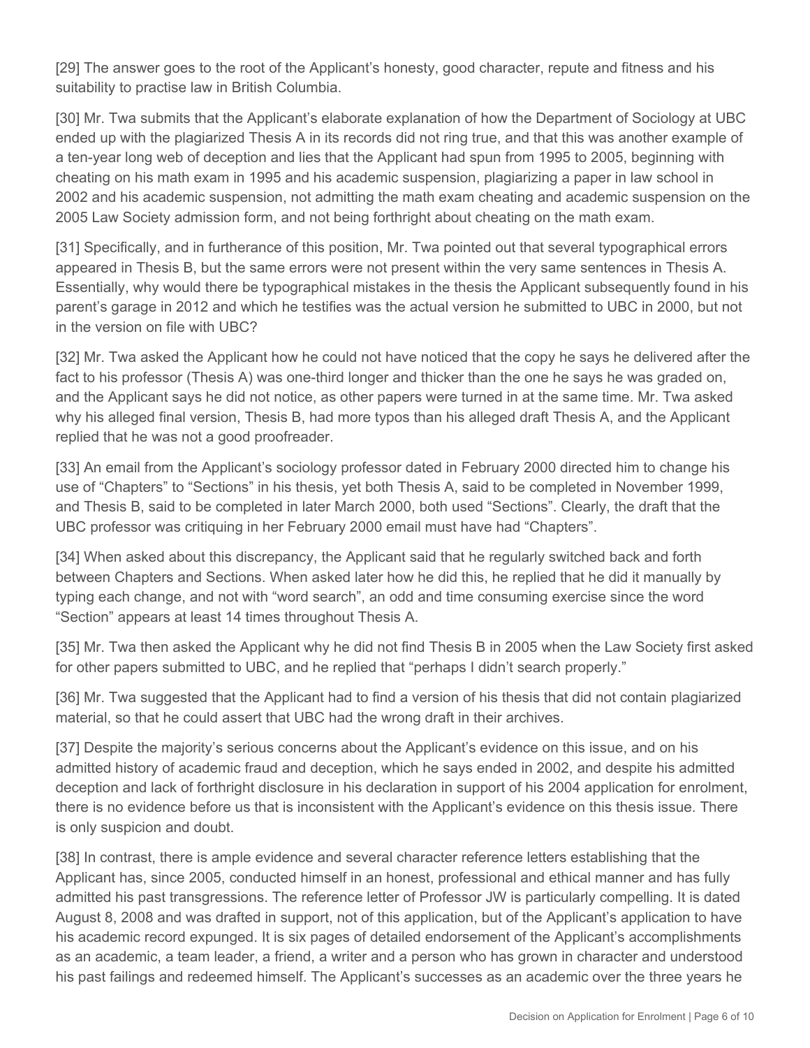[29] The answer goes to the root of the Applicant's honesty, good character, repute and fitness and his suitability to practise law in British Columbia.

[30] Mr. Twa submits that the Applicant's elaborate explanation of how the Department of Sociology at UBC ended up with the plagiarized Thesis A in its records did not ring true, and that this was another example of a ten-year long web of deception and lies that the Applicant had spun from 1995 to 2005, beginning with cheating on his math exam in 1995 and his academic suspension, plagiarizing a paper in law school in 2002 and his academic suspension, not admitting the math exam cheating and academic suspension on the 2005 Law Society admission form, and not being forthright about cheating on the math exam.

[31] Specifically, and in furtherance of this position, Mr. Twa pointed out that several typographical errors appeared in Thesis B, but the same errors were not present within the very same sentences in Thesis A. Essentially, why would there be typographical mistakes in the thesis the Applicant subsequently found in his parent's garage in 2012 and which he testifies was the actual version he submitted to UBC in 2000, but not in the version on file with UBC?

[32] Mr. Twa asked the Applicant how he could not have noticed that the copy he says he delivered after the fact to his professor (Thesis A) was one-third longer and thicker than the one he says he was graded on, and the Applicant says he did not notice, as other papers were turned in at the same time. Mr. Twa asked why his alleged final version, Thesis B, had more typos than his alleged draft Thesis A, and the Applicant replied that he was not a good proofreader.

[33] An email from the Applicant's sociology professor dated in February 2000 directed him to change his use of "Chapters" to "Sections" in his thesis, yet both Thesis A, said to be completed in November 1999, and Thesis B, said to be completed in later March 2000, both used "Sections". Clearly, the draft that the UBC professor was critiquing in her February 2000 email must have had "Chapters".

[34] When asked about this discrepancy, the Applicant said that he regularly switched back and forth between Chapters and Sections. When asked later how he did this, he replied that he did it manually by typing each change, and not with "word search", an odd and time consuming exercise since the word "Section" appears at least 14 times throughout Thesis A.

[35] Mr. Twa then asked the Applicant why he did not find Thesis B in 2005 when the Law Society first asked for other papers submitted to UBC, and he replied that "perhaps I didn't search properly."

[36] Mr. Twa suggested that the Applicant had to find a version of his thesis that did not contain plagiarized material, so that he could assert that UBC had the wrong draft in their archives.

[37] Despite the majority's serious concerns about the Applicant's evidence on this issue, and on his admitted history of academic fraud and deception, which he says ended in 2002, and despite his admitted deception and lack of forthright disclosure in his declaration in support of his 2004 application for enrolment, there is no evidence before us that is inconsistent with the Applicant's evidence on this thesis issue. There is only suspicion and doubt.

[38] In contrast, there is ample evidence and several character reference letters establishing that the Applicant has, since 2005, conducted himself in an honest, professional and ethical manner and has fully admitted his past transgressions. The reference letter of Professor JW is particularly compelling. It is dated August 8, 2008 and was drafted in support, not of this application, but of the Applicant's application to have his academic record expunged. It is six pages of detailed endorsement of the Applicant's accomplishments as an academic, a team leader, a friend, a writer and a person who has grown in character and understood his past failings and redeemed himself. The Applicant's successes as an academic over the three years he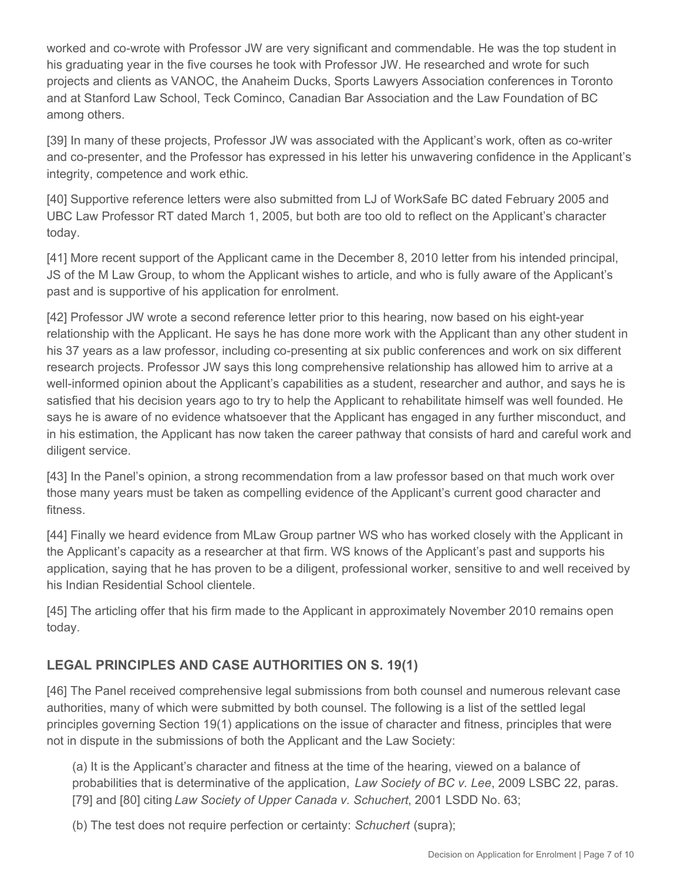worked and co-wrote with Professor JW are very significant and commendable. He was the top student in his graduating year in the five courses he took with Professor JW. He researched and wrote for such projects and clients as VANOC, the Anaheim Ducks, Sports Lawyers Association conferences in Toronto and at Stanford Law School, Teck Cominco, Canadian Bar Association and the Law Foundation of BC among others.

[39] In many of these projects, Professor JW was associated with the Applicant's work, often as co-writer and co-presenter, and the Professor has expressed in his letter his unwavering confidence in the Applicant's integrity, competence and work ethic.

[40] Supportive reference letters were also submitted from LJ of WorkSafe BC dated February 2005 and UBC Law Professor RT dated March 1, 2005, but both are too old to reflect on the Applicant's character today.

[41] More recent support of the Applicant came in the December 8, 2010 letter from his intended principal, JS of the M Law Group, to whom the Applicant wishes to article, and who is fully aware of the Applicant's past and is supportive of his application for enrolment.

[42] Professor JW wrote a second reference letter prior to this hearing, now based on his eight-year relationship with the Applicant. He says he has done more work with the Applicant than any other student in his 37 years as a law professor, including co-presenting at six public conferences and work on six different research projects. Professor JW says this long comprehensive relationship has allowed him to arrive at a well-informed opinion about the Applicant's capabilities as a student, researcher and author, and says he is satisfied that his decision years ago to try to help the Applicant to rehabilitate himself was well founded. He says he is aware of no evidence whatsoever that the Applicant has engaged in any further misconduct, and in his estimation, the Applicant has now taken the career pathway that consists of hard and careful work and diligent service.

[43] In the Panel's opinion, a strong recommendation from a law professor based on that much work over those many years must be taken as compelling evidence of the Applicant's current good character and fitness.

[44] Finally we heard evidence from MLaw Group partner WS who has worked closely with the Applicant in the Applicant's capacity as a researcher at that firm. WS knows of the Applicant's past and supports his application, saying that he has proven to be a diligent, professional worker, sensitive to and well received by his Indian Residential School clientele.

[45] The articling offer that his firm made to the Applicant in approximately November 2010 remains open today.

## LEGAL PRINCIPLES AND CASE AUTHORITIES ON S. 19(1)

[46] The Panel received comprehensive legal submissions from both counsel and numerous relevant case authorities, many of which were submitted by both counsel. The following is a list of the settled legal principles governing Section 19(1) applications on the issue of character and fitness, principles that were not in dispute in the submissions of both the Applicant and the Law Society:

(a) It is the Applicant's character and fitness at the time of the hearing, viewed on a balance of probabilities that is determinative of the application, *Law Society of BC v. Lee*, 2009 LSBC 22, paras. [79] and [80] citing *Law Society of Upper Canada v. Schuchert*, 2001 LSDD No. 63;

(b) The test does not require perfection or certainty: *Schuchert* (supra);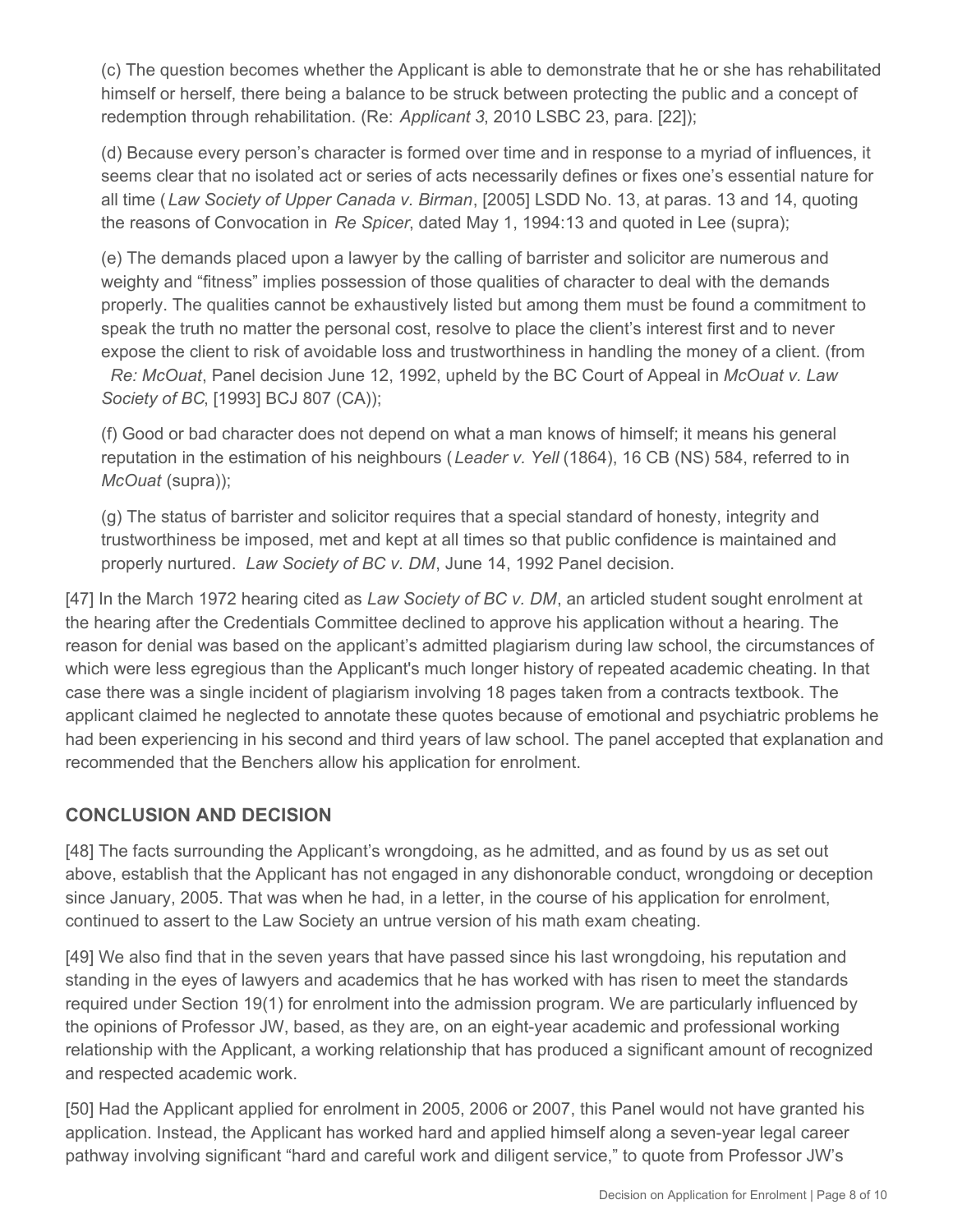(c) The question becomes whether the Applicant is able to demonstrate that he or she has rehabilitated himself or herself, there being a balance to be struck between protecting the public and a concept of redemption through rehabilitation. (Re: *Applicant 3*, 2010 LSBC 23, para. [22]);

(d) Because every person's character is formed over time and in response to a myriad of influences, it seems clear that no isolated act or series of acts necessarily defines or fixes one's essential nature for all time (*Law Society of Upper Canada v. Birman*, [2005] LSDD No. 13, at paras. 13 and 14, quoting the reasons of Convocation in *Re Spicer*, dated May 1, 1994:13 and quoted in Lee (supra);

(e) The demands placed upon a lawyer by the calling of barrister and solicitor are numerous and weighty and "fitness" implies possession of those qualities of character to deal with the demands properly. The qualities cannot be exhaustively listed but among them must be found a commitment to speak the truth no matter the personal cost, resolve to place the client's interest first and to never expose the client to risk of avoidable loss and trustworthiness in handling the money of a client. (from *Re: McOuat*, Panel decision June 12, 1992, upheld by the BC Court of Appeal in *McOuat v. Law Society of BC*, [1993] BCJ 807 (CA));

(f) Good or bad character does not depend on what a man knows of himself; it means his general reputation in the estimation of his neighbours (*Leader v. Yell* (1864), 16 CB (NS) 584, referred to in *McOuat* (supra));

(g) The status of barrister and solicitor requires that a special standard of honesty, integrity and trustworthiness be imposed, met and kept at all times so that public confidence is maintained and properly nurtured. *Law Society of BC v. DM*, June 14, 1992 Panel decision.

[47] In the March 1972 hearing cited as *Law Society of BC v. DM*, an articled student sought enrolment at the hearing after the Credentials Committee declined to approve his application without a hearing. The reason for denial was based on the applicant's admitted plagiarism during law school, the circumstances of which were less egregious than the Applicant's much longer history of repeated academic cheating. In that case there was a single incident of plagiarism involving 18 pages taken from a contracts textbook. The applicant claimed he neglected to annotate these quotes because of emotional and psychiatric problems he had been experiencing in his second and third years of law school. The panel accepted that explanation and recommended that the Benchers allow his application for enrolment.

## CONCLUSION AND DECISION

[48] The facts surrounding the Applicant's wrongdoing, as he admitted, and as found by us as set out above, establish that the Applicant has not engaged in any dishonorable conduct, wrongdoing or deception since January, 2005. That was when he had, in a letter, in the course of his application for enrolment, continued to assert to the Law Society an untrue version of his math exam cheating.

[49] We also find that in the seven years that have passed since his last wrongdoing, his reputation and standing in the eyes of lawyers and academics that he has worked with has risen to meet the standards required under Section 19(1) for enrolment into the admission program. We are particularly influenced by the opinions of Professor JW, based, as they are, on an eight-year academic and professional working relationship with the Applicant, a working relationship that has produced a significant amount of recognized and respected academic work.

[50] Had the Applicant applied for enrolment in 2005, 2006 or 2007, this Panel would not have granted his application. Instead, the Applicant has worked hard and applied himself along a seven-year legal career pathway involving significant "hard and careful work and diligent service," to quote from Professor JW's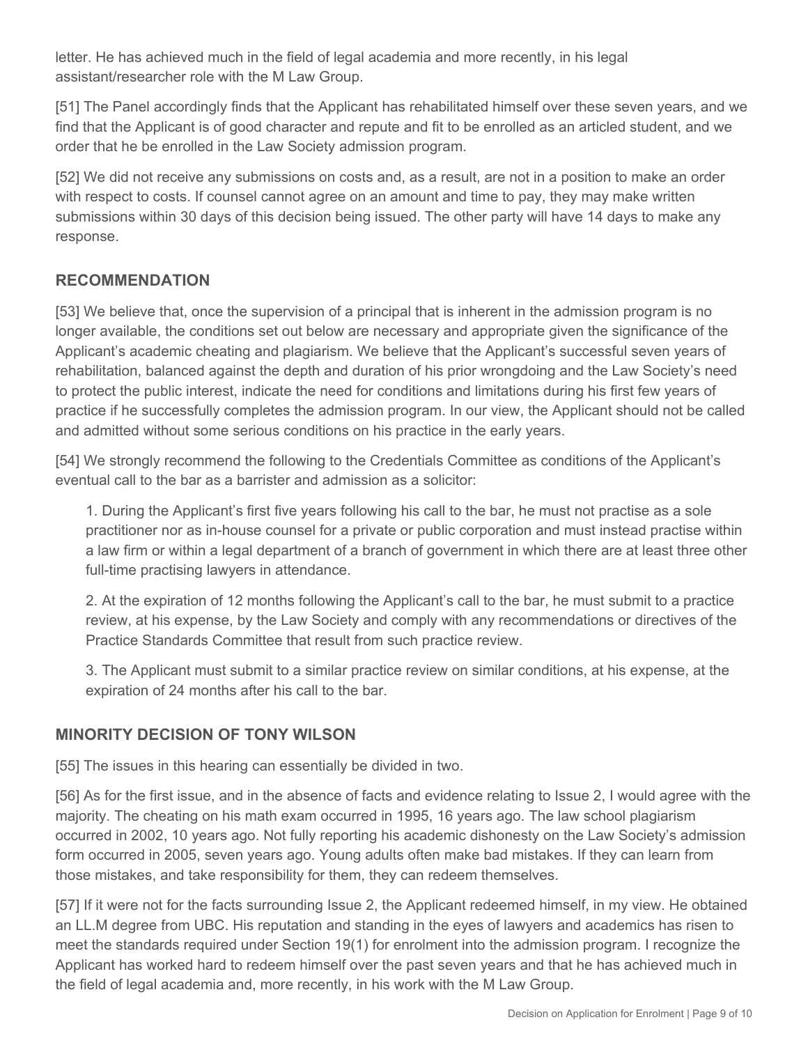letter. He has achieved much in the field of legal academia and more recently, in his legal assistant/researcher role with the M Law Group.

[51] The Panel accordingly finds that the Applicant has rehabilitated himself over these seven years, and we find that the Applicant is of good character and repute and fit to be enrolled as an articled student, and we order that he be enrolled in the Law Society admission program.

[52] We did not receive any submissions on costs and, as a result, are not in a position to make an order with respect to costs. If counsel cannot agree on an amount and time to pay, they may make written submissions within 30 days of this decision being issued. The other party will have 14 days to make any response.

## RECOMMENDATION

[53] We believe that, once the supervision of a principal that is inherent in the admission program is no longer available, the conditions set out below are necessary and appropriate given the significance of the Applicant's academic cheating and plagiarism. We believe that the Applicant's successful seven years of rehabilitation, balanced against the depth and duration of his prior wrongdoing and the Law Society's need to protect the public interest, indicate the need for conditions and limitations during his first few years of practice if he successfully completes the admission program. In our view, the Applicant should not be called and admitted without some serious conditions on his practice in the early years.

[54] We strongly recommend the following to the Credentials Committee as conditions of the Applicant's eventual call to the bar as a barrister and admission as a solicitor:

1. During the Applicant's first five years following his call to the bar, he must not practise as a sole practitioner nor as in-house counsel for a private or public corporation and must instead practise within a law firm or within a legal department of a branch of government in which there are at least three other full-time practising lawyers in attendance.

2. At the expiration of 12 months following the Applicant's call to the bar, he must submit to a practice review, at his expense, by the Law Society and comply with any recommendations or directives of the Practice Standards Committee that result from such practice review.

3. The Applicant must submit to a similar practice review on similar conditions, at his expense, at the expiration of 24 months after his call to the bar.

## MINORITY DECISION OF TONY WILSON

[55] The issues in this hearing can essentially be divided in two.

[56] As for the first issue, and in the absence of facts and evidence relating to Issue 2, I would agree with the majority. The cheating on his math exam occurred in 1995, 16 years ago. The law school plagiarism occurred in 2002, 10 years ago. Not fully reporting his academic dishonesty on the Law Society's admission form occurred in 2005, seven years ago. Young adults often make bad mistakes. If they can learn from those mistakes, and take responsibility for them, they can redeem themselves.

[57] If it were not for the facts surrounding Issue 2, the Applicant redeemed himself, in my view. He obtained an LL.M degree from UBC. His reputation and standing in the eyes of lawyers and academics has risen to meet the standards required under Section 19(1) for enrolment into the admission program. I recognize the Applicant has worked hard to redeem himself over the past seven years and that he has achieved much in the field of legal academia and, more recently, in his work with the M Law Group.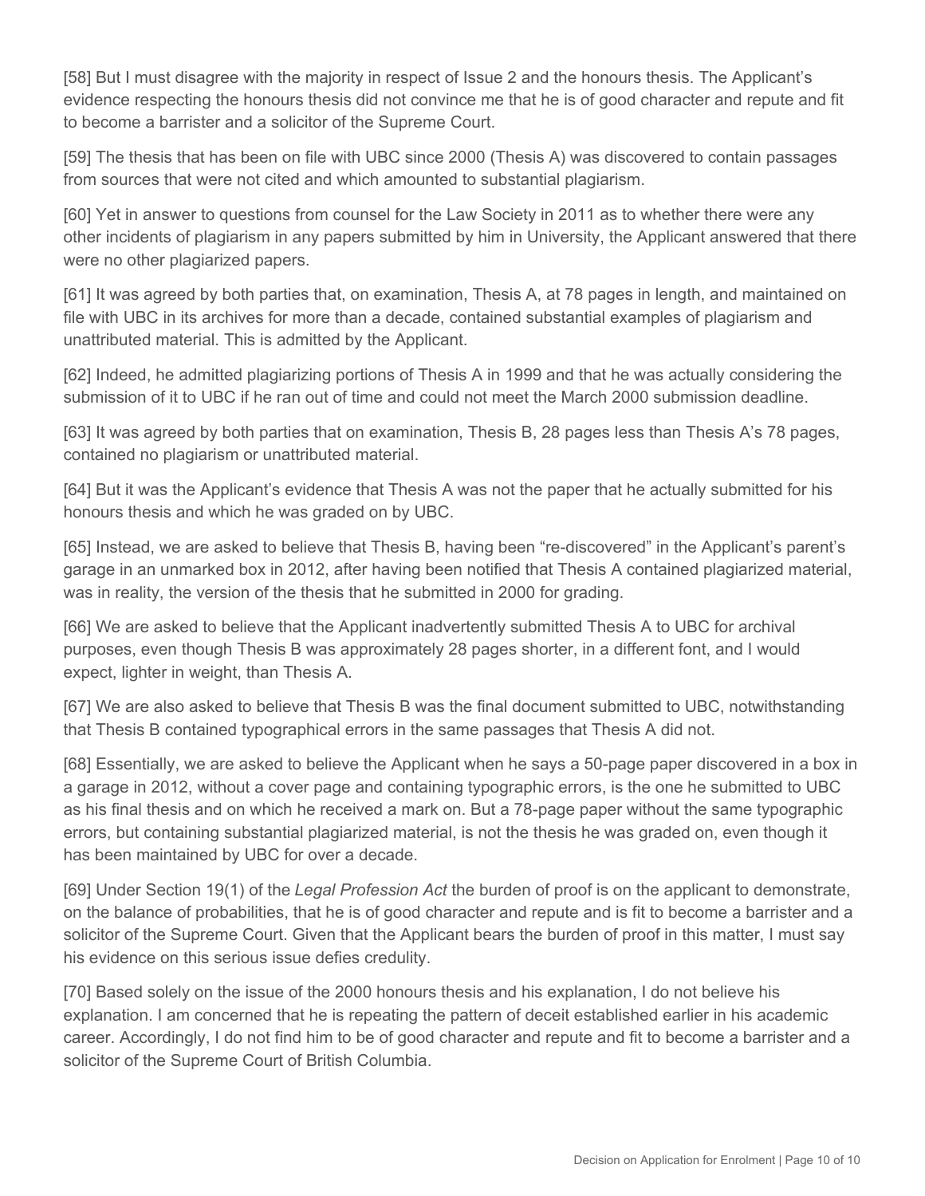[58] But I must disagree with the majority in respect of Issue 2 and the honours thesis. The Applicant's evidence respecting the honours thesis did not convince me that he is of good character and repute and fit to become a barrister and a solicitor of the Supreme Court.

[59] The thesis that has been on file with UBC since 2000 (Thesis A) was discovered to contain passages from sources that were not cited and which amounted to substantial plagiarism.

[60] Yet in answer to questions from counsel for the Law Society in 2011 as to whether there were any other incidents of plagiarism in any papers submitted by him in University, the Applicant answered that there were no other plagiarized papers.

[61] It was agreed by both parties that, on examination, Thesis A, at 78 pages in length, and maintained on file with UBC in its archives for more than a decade, contained substantial examples of plagiarism and unattributed material. This is admitted by the Applicant.

[62] Indeed, he admitted plagiarizing portions of Thesis A in 1999 and that he was actually considering the submission of it to UBC if he ran out of time and could not meet the March 2000 submission deadline.

[63] It was agreed by both parties that on examination, Thesis B, 28 pages less than Thesis A's 78 pages, contained no plagiarism or unattributed material.

[64] But it was the Applicant's evidence that Thesis A was not the paper that he actually submitted for his honours thesis and which he was graded on by UBC.

[65] Instead, we are asked to believe that Thesis B, having been "re-discovered" in the Applicant's parent's garage in an unmarked box in 2012, after having been notified that Thesis A contained plagiarized material, was in reality, the version of the thesis that he submitted in 2000 for grading.

[66] We are asked to believe that the Applicant inadvertently submitted Thesis A to UBC for archival purposes, even though Thesis B was approximately 28 pages shorter, in a different font, and I would expect, lighter in weight, than Thesis A.

[67] We are also asked to believe that Thesis B was the final document submitted to UBC, notwithstanding that Thesis B contained typographical errors in the same passages that Thesis A did not.

[68] Essentially, we are asked to believe the Applicant when he says a 50-page paper discovered in a box in a garage in 2012, without a cover page and containing typographic errors, is the one he submitted to UBC as his final thesis and on which he received a mark on. But a 78-page paper without the same typographic errors, but containing substantial plagiarized material, is not the thesis he was graded on, even though it has been maintained by UBC for over a decade.

[69] Under Section 19(1) of the *Legal Profession Act* the burden of proof is on the applicant to demonstrate, on the balance of probabilities, that he is of good character and repute and is fit to become a barrister and a solicitor of the Supreme Court. Given that the Applicant bears the burden of proof in this matter, I must say his evidence on this serious issue defies credulity.

[70] Based solely on the issue of the 2000 honours thesis and his explanation, I do not believe his explanation. I am concerned that he is repeating the pattern of deceit established earlier in his academic career. Accordingly, I do not find him to be of good character and repute and fit to become a barrister and a solicitor of the Supreme Court of British Columbia.